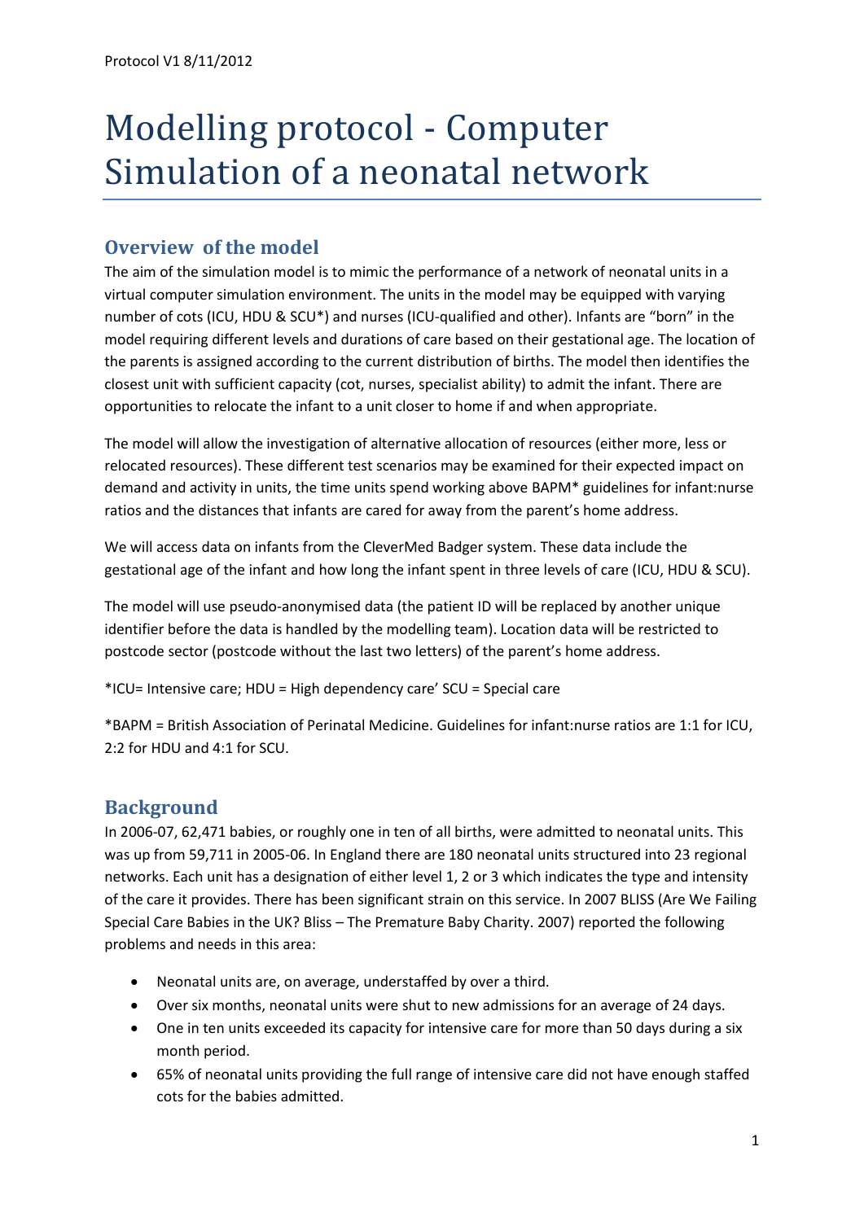Protocol V1 8/11/2012

# Modelling protocol - Computer Simulation of a neonatal network

## Overview of the model

The aim of the simulation model is to mimic the performance of a network of neonatal units in a virtual computer simulation environment. The units in the model may be equipped with varying number of cots (ICU, HDU & SCU*) and nurses (ICU-qualified and other). Infants are "born" in the model requiring different levels and durations of care based on their gestational age. The location of the parents is assigned according to the current distribution of births. The model then identifies the closest unit with sufficient capacity (cot, nurses, specialist ability) to admit the infant. There are opportunities to relocate the infant to a unit closer to home if and when appropriate.

The model will allow the investigation of alternative allocation of resources (either more, less or relocated resources). These different test scenarios may be examined for their expected impact on demand and activity in units, the time units spend working above BAPM* guidelines for infant:nurse ratios and the distances that infants are cared for away from the parent's home address.

We will access data on infants from the CleverMed Badger system. These data include the gestational age of the infant and how long the infant spent in three levels of care (ICU, HDU & SCU).

The model will use pseudo-anonymised data (the patient ID will be replaced by another unique identifier before the data is handled by the modelling team). Location data will be restricted to postcode sector (postcode without the last two letters) of the parent's home address.

*ICU= Intensive care; HDU = High dependency care' SCU = Special care

*BAPM = British Association of Perinatal Medicine. Guidelines for infant:nurse ratios are 1:1 for ICU, 2:2 for HDU and 4:1 for SCU.

## Background

In 2006-07, 62,471 babies, or roughly one in ten of all births, were admitted to neonatal units. This was up from 59,711 in 2005-06. In England there are 180 neonatal units structured into 23 regional networks. Each unit has a designation of either level 1, 2 or 3 which indicates the type and intensity of the care it provides. There has been significant strain on this service. In 2007 BLISS (Are We Failing Special Care Babies in the UK? Bliss – The Premature Baby Charity. 2007) reported the following problems and needs in this area:

- Neonatal units are, on average, understaffed by over a third.
- Over six months, neonatal units were shut to new admissions for an average of 24 days.
- One in ten units exceeded its capacity for intensive care for more than 50 days during a six month period.
- 65% of neonatal units providing the full range of intensive care did not have enough staffed cots for the babies admitted.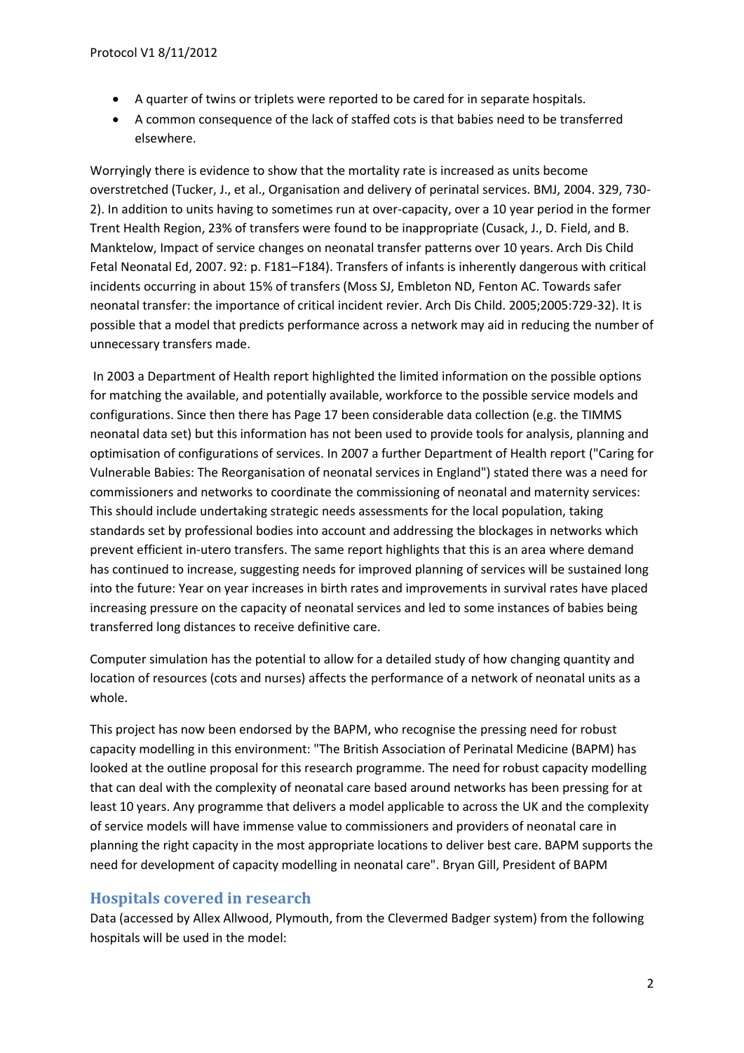- A quarter of twins or triplets were reported to be cared for in separate hospitals.
- A common consequence of the lack of staffed cots is that babies need to be transferred elsewhere.

Worryingly there is evidence to show that the mortality rate is increased as units become overstretched (Tucker, J., et al., Organisation and delivery of perinatal services. BMJ, 2004. 329, 730-2). In addition to units having to sometimes run at over-capacity, over a 10 year period in the former Trent Health Region, 23% of transfers were found to be inappropriate (Cusack, J., D. Field, and B. Manktelow, Impact of service changes on neonatal transfer patterns over 10 years. Arch Dis Child Fetal Neonatal Ed, 2007. 92: p. F181–F184). Transfers of infants is inherently dangerous with critical incidents occurring in about 15% of transfers (Moss SJ, Embleton ND, Fenton AC. Towards safer neonatal transfer: the importance of critical incident revier. Arch Dis Child. 2005;2005:729-32). It is possible that a model that predicts performance across a network may aid in reducing the number of unnecessary transfers made.

In 2003 a Department of Health report highlighted the limited information on the possible options for matching the available, and potentially available, workforce to the possible service models and configurations. Since then there has Page 17 been considerable data collection (e.g. the TIMMS neonatal data set) but this information has not been used to provide tools for analysis, planning and optimisation of configurations of services. In 2007 a further Department of Health report ("Caring for Vulnerable Babies: The Reorganisation of neonatal services in England") stated there was a need for commissioners and networks to coordinate the commissioning of neonatal and maternity services: This should include undertaking strategic needs assessments for the local population, taking standards set by professional bodies into account and addressing the blockages in networks which prevent efficient in-utero transfers. The same report highlights that this is an area where demand has continued to increase, suggesting needs for improved planning of services will be sustained long into the future: Year on year increases in birth rates and improvements in survival rates have placed increasing pressure on the capacity of neonatal services and led to some instances of babies being transferred long distances to receive definitive care.

Computer simulation has the potential to allow for a detailed study of how changing quantity and location of resources (cots and nurses) affects the performance of a network of neonatal units as a whole.

This project has now been endorsed by the BAPM, who recognise the pressing need for robust capacity modelling in this environment: "The British Association of Perinatal Medicine (BAPM) has looked at the outline proposal for this research programme. The need for robust capacity modelling that can deal with the complexity of neonatal care based around networks has been pressing for at least 10 years. Any programme that delivers a model applicable to across the UK and the complexity of service models will have immense value to commissioners and providers of neonatal care in planning the right capacity in the most appropriate locations to deliver best care. BAPM supports the need for development of capacity modelling in neonatal care". Bryan Gill, President of BAPM

## Hospitals covered in research

Data (accessed by Allex Allwood, Plymouth, from the Clevermed Badger system) from the following hospitals will be used in the model: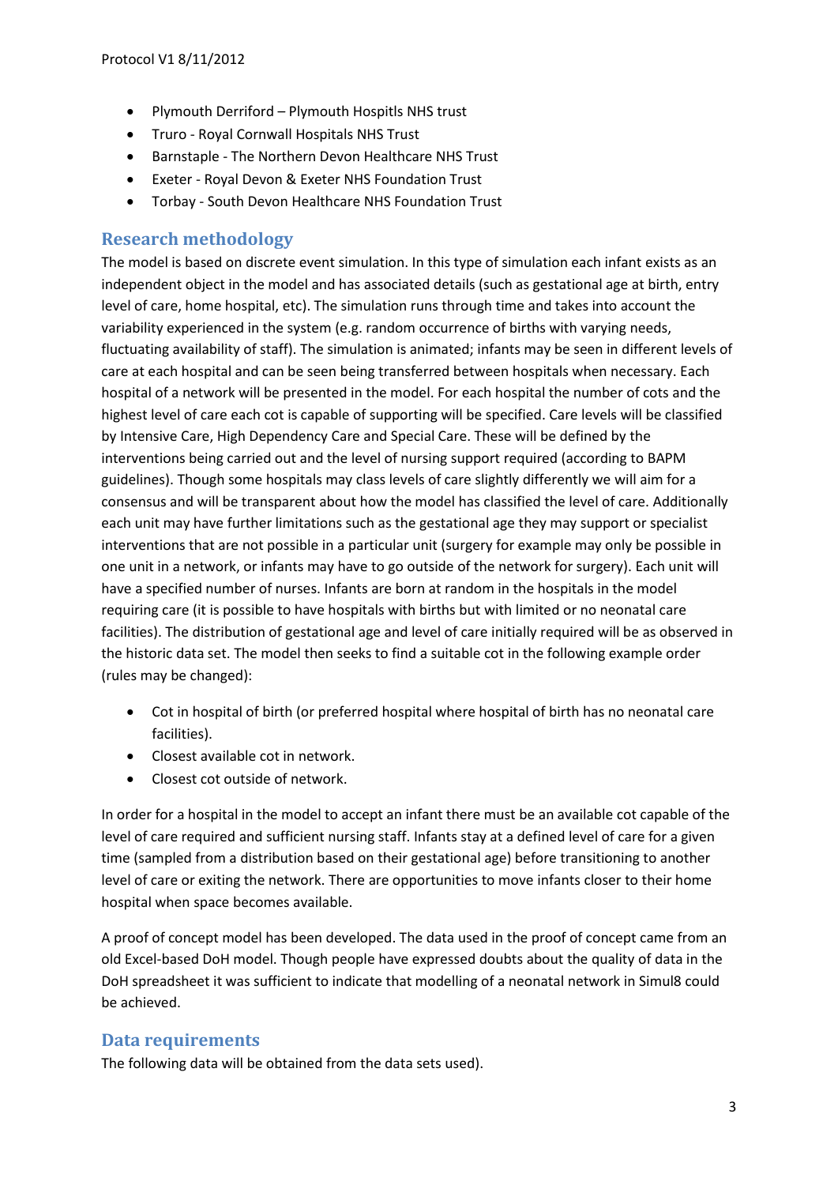- Plymouth Derriford – Plymouth Hospitls NHS trust
- Truro - Royal Cornwall Hospitals NHS Trust
- Barnstaple - The Northern Devon Healthcare NHS Trust
- Exeter - Royal Devon & Exeter NHS Foundation Trust
- Torbay - South Devon Healthcare NHS Foundation Trust

## Research methodology

The model is based on discrete event simulation. In this type of simulation each infant exists as an independent object in the model and has associated details (such as gestational age at birth, entry level of care, home hospital, etc). The simulation runs through time and takes into account the variability experienced in the system (e.g. random occurrence of births with varying needs, fluctuating availability of staff). The simulation is animated; infants may be seen in different levels of care at each hospital and can be seen being transferred between hospitals when necessary. Each hospital of a network will be presented in the model. For each hospital the number of cots and the highest level of care each cot is capable of supporting will be specified. Care levels will be classified by Intensive Care, High Dependency Care and Special Care. These will be defined by the interventions being carried out and the level of nursing support required (according to BAPM guidelines). Though some hospitals may class levels of care slightly differently we will aim for a consensus and will be transparent about how the model has classified the level of care. Additionally each unit may have further limitations such as the gestational age they may support or specialist interventions that are not possible in a particular unit (surgery for example may only be possible in one unit in a network, or infants may have to go outside of the network for surgery). Each unit will have a specified number of nurses. Infants are born at random in the hospitals in the model requiring care (it is possible to have hospitals with births but with limited or no neonatal care facilities). The distribution of gestational age and level of care initially required will be as observed in the historic data set. The model then seeks to find a suitable cot in the following example order (rules may be changed):

- Cot in hospital of birth (or preferred hospital where hospital of birth has no neonatal care facilities).
- Closest available cot in network.
- Closest cot outside of network.

In order for a hospital in the model to accept an infant there must be an available cot capable of the level of care required and sufficient nursing staff. Infants stay at a defined level of care for a given time (sampled from a distribution based on their gestational age) before transitioning to another level of care or exiting the network. There are opportunities to move infants closer to their home hospital when space becomes available.

A proof of concept model has been developed. The data used in the proof of concept came from an old Excel-based DoH model. Though people have expressed doubts about the quality of data in the DoH spreadsheet it was sufficient to indicate that modelling of a neonatal network in Simul8 could be achieved.

## Data requirements

The following data will be obtained from the data sets used).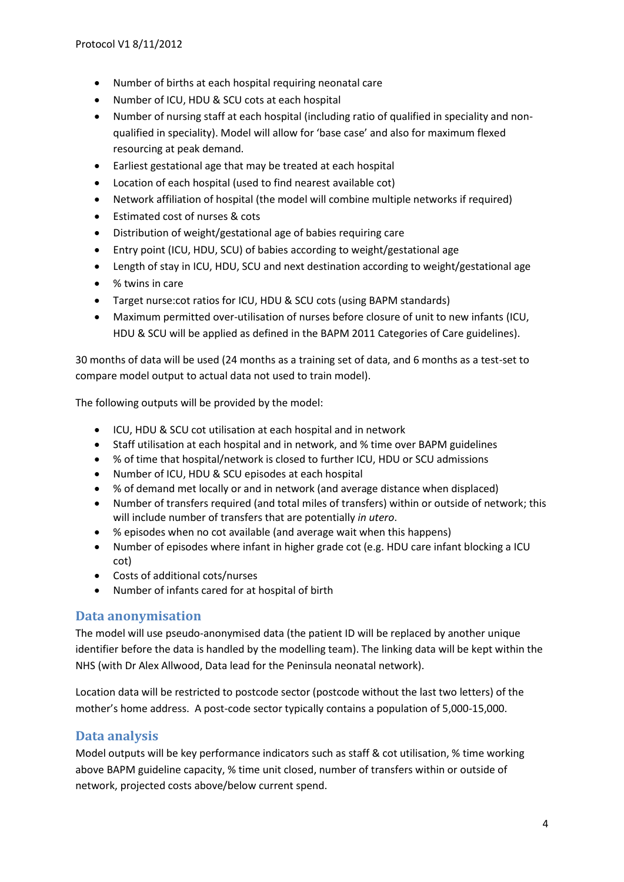- Number of births at each hospital requiring neonatal care
- Number of ICU, HDU & SCU cots at each hospital
- Number of nursing staff at each hospital (including ratio of qualified in speciality and non-qualified in speciality). Model will allow for 'base case' and also for maximum flexed resourcing at peak demand.
- Earliest gestational age that may be treated at each hospital
- Location of each hospital (used to find nearest available cot)
- Network affiliation of hospital (the model will combine multiple networks if required)
- Estimated cost of nurses & cots
- Distribution of weight/gestational age of babies requiring care
- Entry point (ICU, HDU, SCU) of babies according to weight/gestational age
- Length of stay in ICU, HDU, SCU and next destination according to weight/gestational age
- % twins in care
- Target nurse:cot ratios for ICU, HDU & SCU cots (using BAPM standards)
- Maximum permitted over-utilisation of nurses before closure of unit to new infants (ICU, HDU & SCU will be applied as defined in the BAPM 2011 Categories of Care guidelines).

30 months of data will be used (24 months as a training set of data, and 6 months as a test-set to compare model output to actual data not used to train model).

The following outputs will be provided by the model:

- ICU, HDU & SCU cot utilisation at each hospital and in network
- Staff utilisation at each hospital and in network, and % time over BAPM guidelines
- % of time that hospital/network is closed to further ICU, HDU or SCU admissions
- Number of ICU, HDU & SCU episodes at each hospital
- % of demand met locally or and in network (and average distance when displaced)
- Number of transfers required (and total miles of transfers) within or outside of network; this will include number of transfers that are potentially *in utero*.
- % episodes when no cot available (and average wait when this happens)
- Number of episodes where infant in higher grade cot (e.g. HDU care infant blocking a ICU cot)
- Costs of additional cots/nurses
- Number of infants cared for at hospital of birth

## Data anonymisation

The model will use pseudo-anonymised data (the patient ID will be replaced by another unique identifier before the data is handled by the modelling team). The linking data will be kept within the NHS (with Dr Alex Allwood, Data lead for the Peninsula neonatal network).

Location data will be restricted to postcode sector (postcode without the last two letters) of the mother's home address. A post-code sector typically contains a population of 5,000-15,000.

## Data analysis

Model outputs will be key performance indicators such as staff & cot utilisation, % time working above BAPM guideline capacity, % time unit closed, number of transfers within or outside of network, projected costs above/below current spend.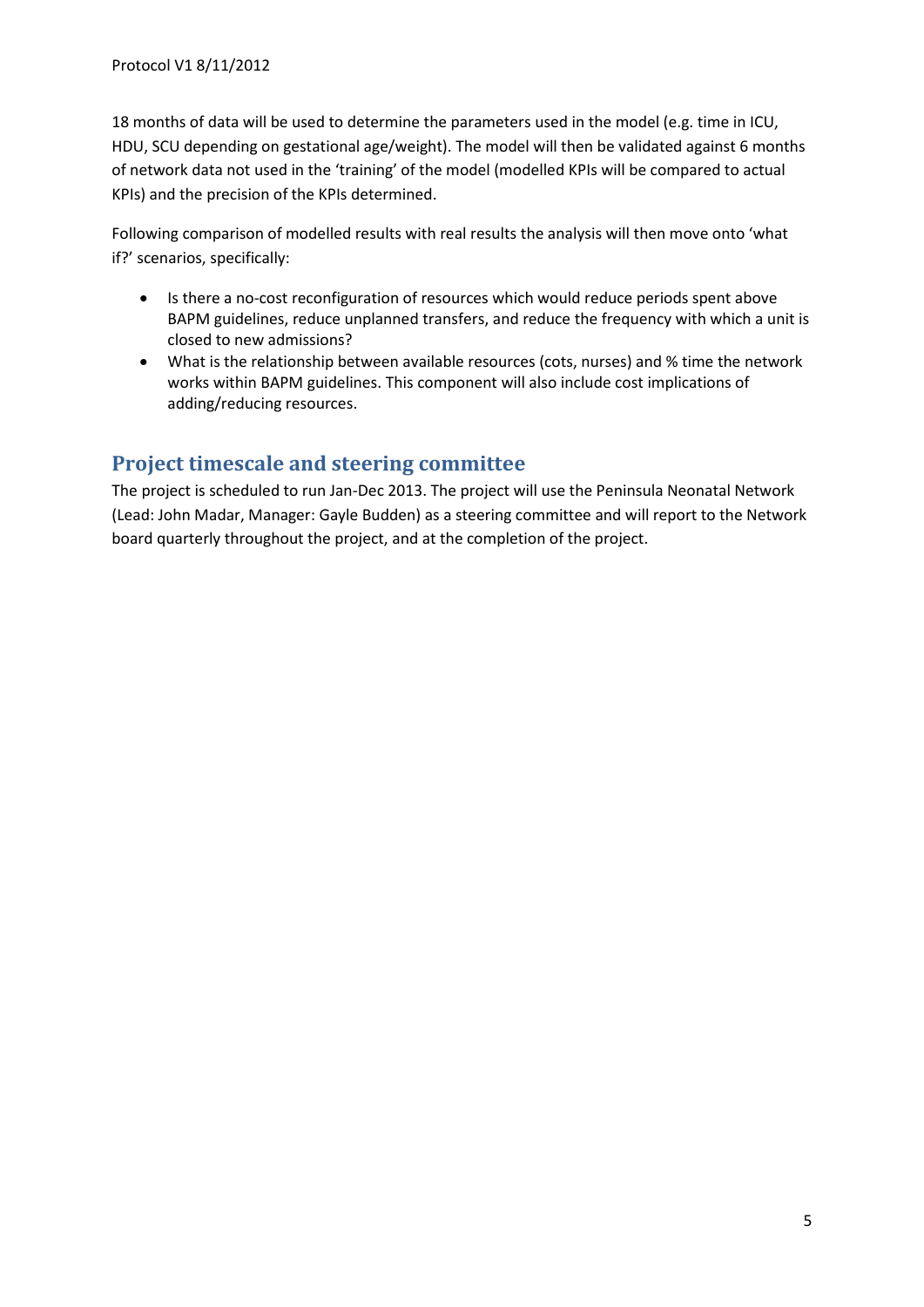18 months of data will be used to determine the parameters used in the model (e.g. time in ICU, HDU, SCU depending on gestational age/weight). The model will then be validated against 6 months of network data not used in the 'training' of the model (modelled KPIs will be compared to actual KPIs) and the precision of the KPIs determined.

Following comparison of modelled results with real results the analysis will then move onto 'what if?' scenarios, specifically:

- Is there a no-cost reconfiguration of resources which would reduce periods spent above BAPM guidelines, reduce unplanned transfers, and reduce the frequency with which a unit is closed to new admissions?
- What is the relationship between available resources (cots, nurses) and % time the network works within BAPM guidelines. This component will also include cost implications of adding/reducing resources.

## Project timescale and steering committee

The project is scheduled to run Jan-Dec 2013. The project will use the Peninsula Neonatal Network (Lead: John Madar, Manager: Gayle Budden) as a steering committee and will report to the Network board quarterly throughout the project, and at the completion of the project.